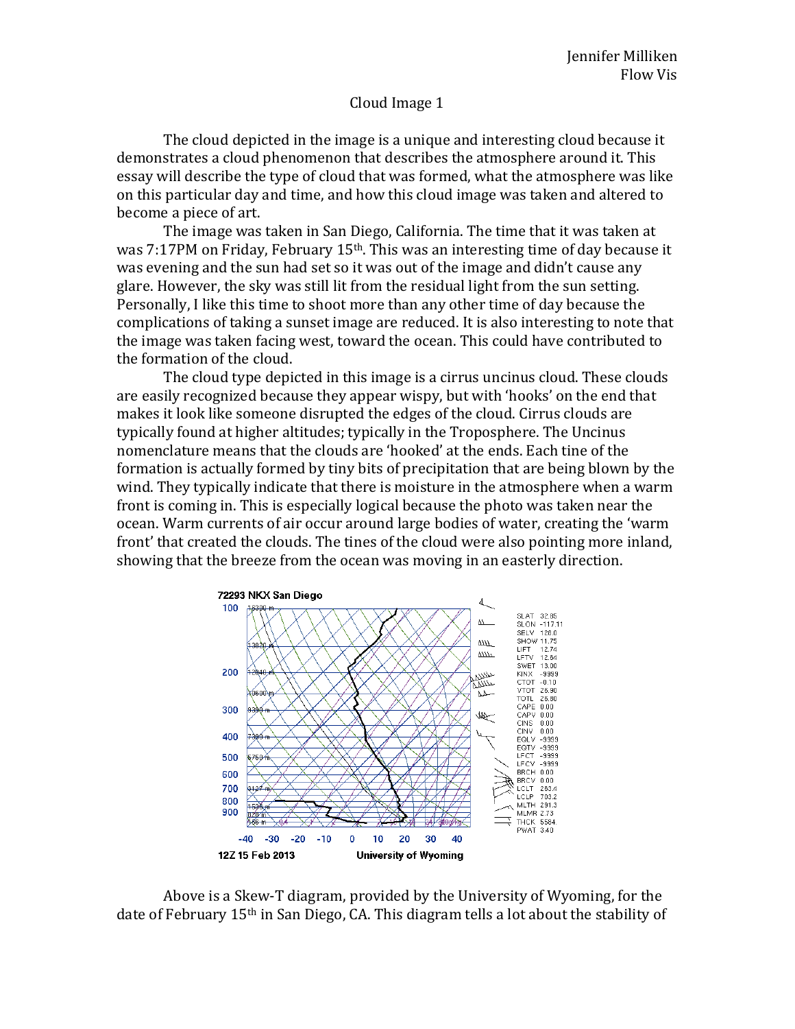Jennifer Milliken
Flow Vis

# Cloud Image 1

The cloud depicted in the image is a unique and interesting cloud because it demonstrates a cloud phenomenon that describes the atmosphere around it. This essay will describe the type of cloud that was formed, what the atmosphere was like on this particular day and time, and how this cloud image was taken and altered to become a piece of art.

The image was taken in San Diego, California. The time that it was taken at was 7:17PM on Friday, February 15th. This was an interesting time of day because it was evening and the sun had set so it was out of the image and didn't cause any glare. However, the sky was still lit from the residual light from the sun setting. Personally, I like this time to shoot more than any other time of day because the complications of taking a sunset image are reduced. It is also interesting to note that the image was taken facing west, toward the ocean. This could have contributed to the formation of the cloud.

The cloud type depicted in this image is a cirrus uncinus cloud. These clouds are easily recognized because they appear wispy, but with 'hooks' on the end that makes it look like someone disrupted the edges of the cloud. Cirrus clouds are typically found at higher altitudes; typically in the Troposphere. The Uncinus nomenclature means that the clouds are 'hooked' at the ends. Each tine of the formation is actually formed by tiny bits of precipitation that are being blown by the wind. They typically indicate that there is moisture in the atmosphere when a warm front is coming in. This is especially logical because the photo was taken near the ocean. Warm currents of air occur around large bodies of water, creating the 'warm front' that created the clouds. The tines of the cloud were also pointing more inland, showing that the breeze from the ocean was moving in an easterly direction.

Above is a Skew-T diagram, provided by the University of Wyoming, for the date of February 15th in San Diego, CA. This diagram tells a lot about the stability of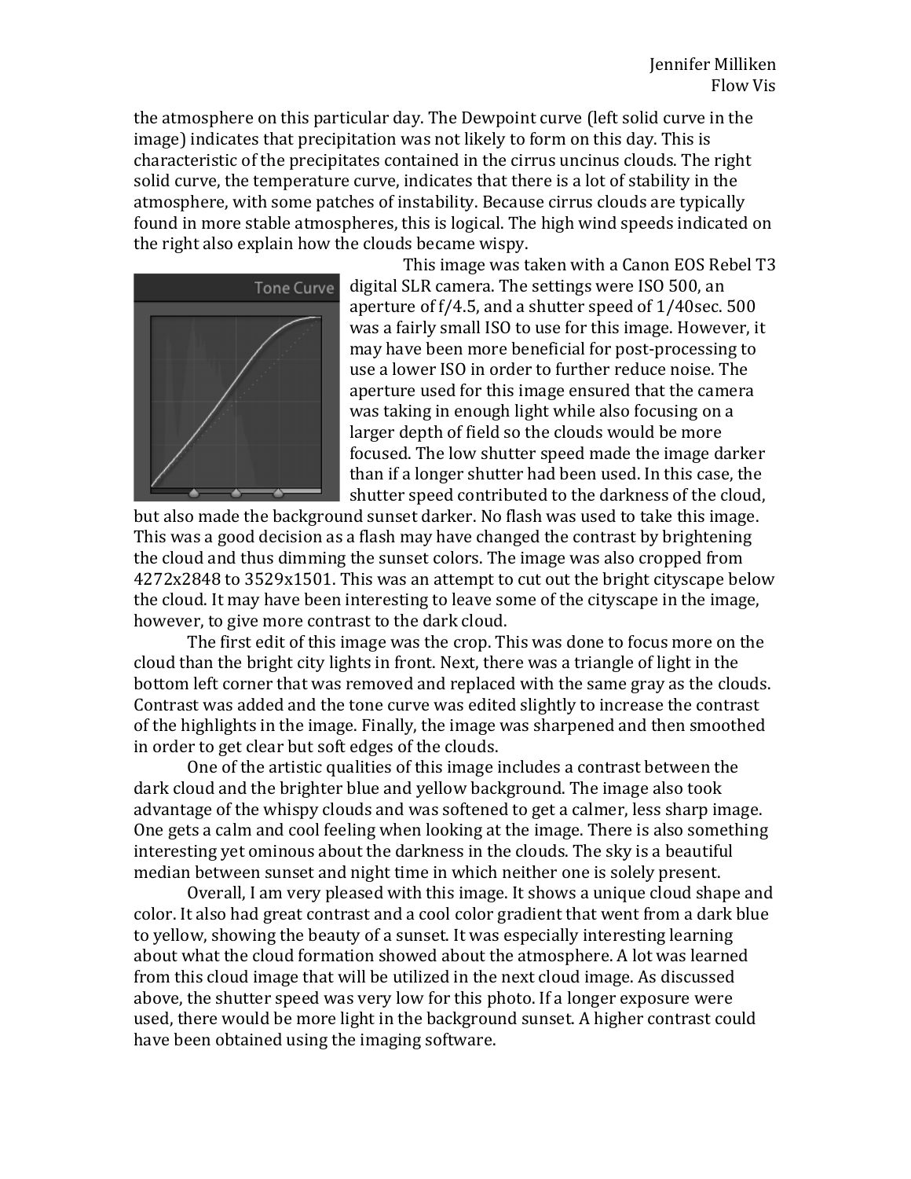the atmosphere on this particular day. The Dewpoint curve (left solid curve in the image) indicates that precipitation was not likely to form on this day. This is characteristic of the precipitates contained in the cirrus uncinus clouds. The right solid curve, the temperature curve, indicates that there is a lot of stability in the atmosphere, with some patches of instability. Because cirrus clouds are typically found in more stable atmospheres, this is logical. The high wind speeds indicated on the right also explain how the clouds became wispy.

Tone Curve

This image was taken with a Canon EOS Rebel T3 digital SLR camera. The settings were ISO 500, an aperture of f/4.5, and a shutter speed of 1/40sec. 500 was a fairly small ISO to use for this image. However, it may have been more beneficial for post-processing to use a lower ISO in order to further reduce noise. The aperture used for this image ensured that the camera was taking in enough light while also focusing on a larger depth of field so the clouds would be more focused. The low shutter speed made the image darker than if a longer shutter had been used. In this case, the shutter speed contributed to the darkness of the cloud, but also made the background sunset darker. No flash was used to take this image. This was a good decision as a flash may have changed the contrast by brightening the cloud and thus dimming the sunset colors. The image was also cropped from 4272x2848 to 3529x1501. This was an attempt to cut out the bright cityscape below the cloud. It may have been interesting to leave some of the cityscape in the image, however, to give more contrast to the dark cloud.

The first edit of this image was the crop. This was done to focus more on the cloud than the bright city lights in front. Next, there was a triangle of light in the bottom left corner that was removed and replaced with the same gray as the clouds. Contrast was added and the tone curve was edited slightly to increase the contrast of the highlights in the image. Finally, the image was sharpened and then smoothed in order to get clear but soft edges of the clouds.

One of the artistic qualities of this image includes a contrast between the dark cloud and the brighter blue and yellow background. The image also took advantage of the whispy clouds and was softened to get a calmer, less sharp image. One gets a calm and cool feeling when looking at the image. There is also something interesting yet ominous about the darkness in the clouds. The sky is a beautiful median between sunset and night time in which neither one is solely present.

Overall, I am very pleased with this image. It shows a unique cloud shape and color. It also had great contrast and a cool color gradient that went from a dark blue to yellow, showing the beauty of a sunset. It was especially interesting learning about what the cloud formation showed about the atmosphere. A lot was learned from this cloud image that will be utilized in the next cloud image. As discussed above, the shutter speed was very low for this photo. If a longer exposure were used, there would be more light in the background sunset. A higher contrast could have been obtained using the imaging software.